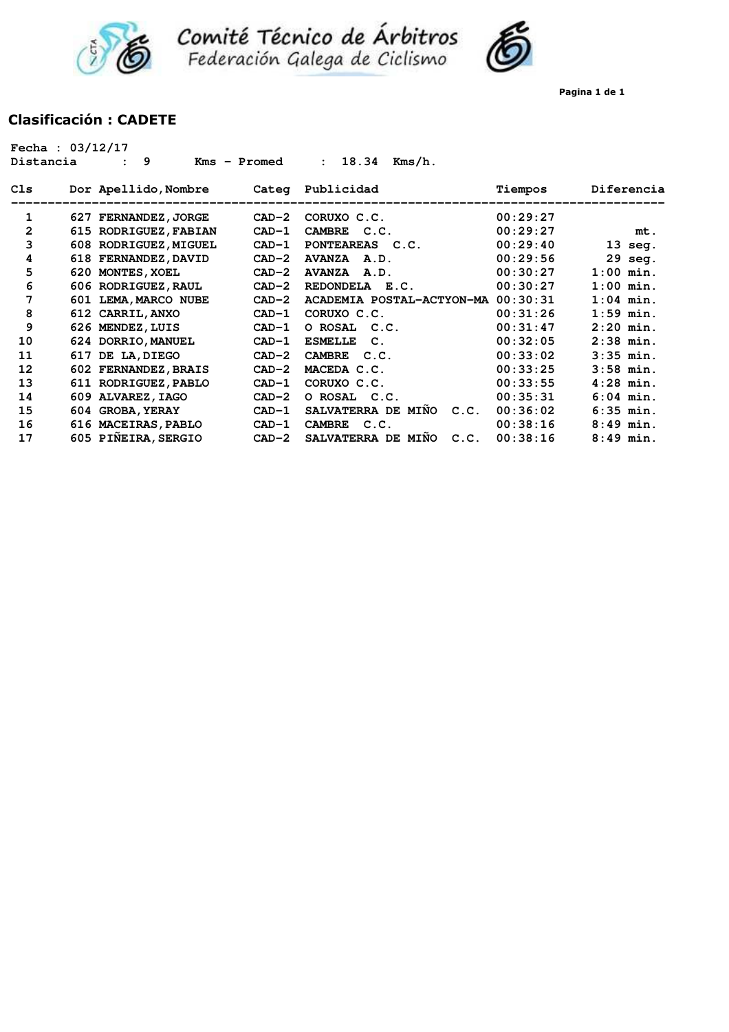Comité Técnico de Árbitros
Federación Galega de Ciclismo

## Clasificación : CADETE

Fecha : 03/12/17
Distancia : 9 Kms - Promed : 18.34 Kms/h.

| Cls | Dor | Apellido,Nombre | Categ | Publicidad | Tiempos | Diferencia |
|---|---|---|---|---|---|---|
| 1 | 627 | FERNANDEZ,JORGE | CAD-2 | CORUXO C.C. | 00:29:27 | |
| 2 | 615 | RODRIGUEZ,FABIAN | CAD-1 | CAMBRE C.C. | 00:29:27 | mt. |
| 3 | 608 | RODRIGUEZ,MIGUEL | CAD-1 | PONTEAREAS C.C. | 00:29:40 | 13 seg. |
| 4 | 618 | FERNANDEZ,DAVID | CAD-2 | AVANZA A.D. | 00:29:56 | 29 seg. |
| 5 | 620 | MONTES,XOEL | CAD-2 | AVANZA A.D. | 00:30:27 | 1:00 min. |
| 6 | 606 | RODRIGUEZ,RAUL | CAD-2 | REDONDELA E.C. | 00:30:27 | 1:00 min. |
| 7 | 601 | LEMA,MARCO NUBE | CAD-2 | ACADEMIA POSTAL-ACTYON-MA | 00:30:31 | 1:04 min. |
| 8 | 612 | CARRIL,ANXO | CAD-1 | CORUXO C.C. | 00:31:26 | 1:59 min. |
| 9 | 626 | MENDEZ,LUIS | CAD-1 | O ROSAL C.C. | 00:31:47 | 2:20 min. |
| 10 | 624 | DORRIO,MANUEL | CAD-1 | ESMELLE C. | 00:32:05 | 2:38 min. |
| 11 | 617 | DE LA,DIEGO | CAD-2 | CAMBRE C.C. | 00:33:02 | 3:35 min. |
| 12 | 602 | FERNANDEZ,BRAIS | CAD-2 | MACEDA C.C. | 00:33:25 | 3:58 min. |
| 13 | 611 | RODRIGUEZ,PABLO | CAD-1 | CORUXO C.C. | 00:33:55 | 4:28 min. |
| 14 | 609 | ALVAREZ,IAGO | CAD-2 | O ROSAL C.C. | 00:35:31 | 6:04 min. |
| 15 | 604 | GROBA,YERAY | CAD-1 | SALVATERRA DE MIÑO C.C. | 00:36:02 | 6:35 min. |
| 16 | 616 | MACEIRAS,PABLO | CAD-1 | CAMBRE C.C. | 00:38:16 | 8:49 min. |
| 17 | 605 | PIÑEIRA,SERGIO | CAD-2 | SALVATERRA DE MIÑO C.C. | 00:38:16 | 8:49 min. |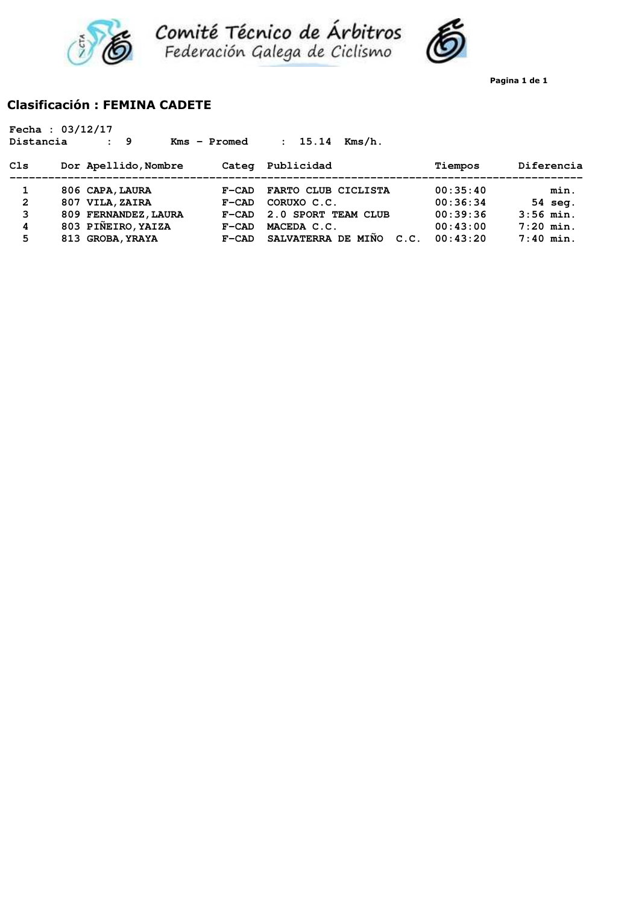Comité Técnico de Árbitros
Federación Galega de Ciclismo

## Clasificación : FEMINA CADETE

Fecha : 03/12/17
Distancia : 9 Kms - Promed : 15.14 Kms/h.

| Cls | Dor | Apellido,Nombre | Categ | Publicidad | Tiempos | Diferencia |
|---|---|---|---|---|---|---|
| 1 | 806 | CAPA,LAURA | F-CAD | FARTO CLUB CICLISTA | 00:35:40 | min. |
| 2 | 807 | VILA,ZAIRA | F-CAD | CORUXO C.C. | 00:36:34 | 54 seg. |
| 3 | 809 | FERNANDEZ,LAURA | F-CAD | 2.0 SPORT TEAM CLUB | 00:39:36 | 3:56 min. |
| 4 | 803 | PIÑEIRO,YAIZA | F-CAD | MACEDA C.C. | 00:43:00 | 7:20 min. |
| 5 | 813 | GROBA,YRAYA | F-CAD | SALVATERRA DE MIÑO C.C. | 00:43:20 | 7:40 min. |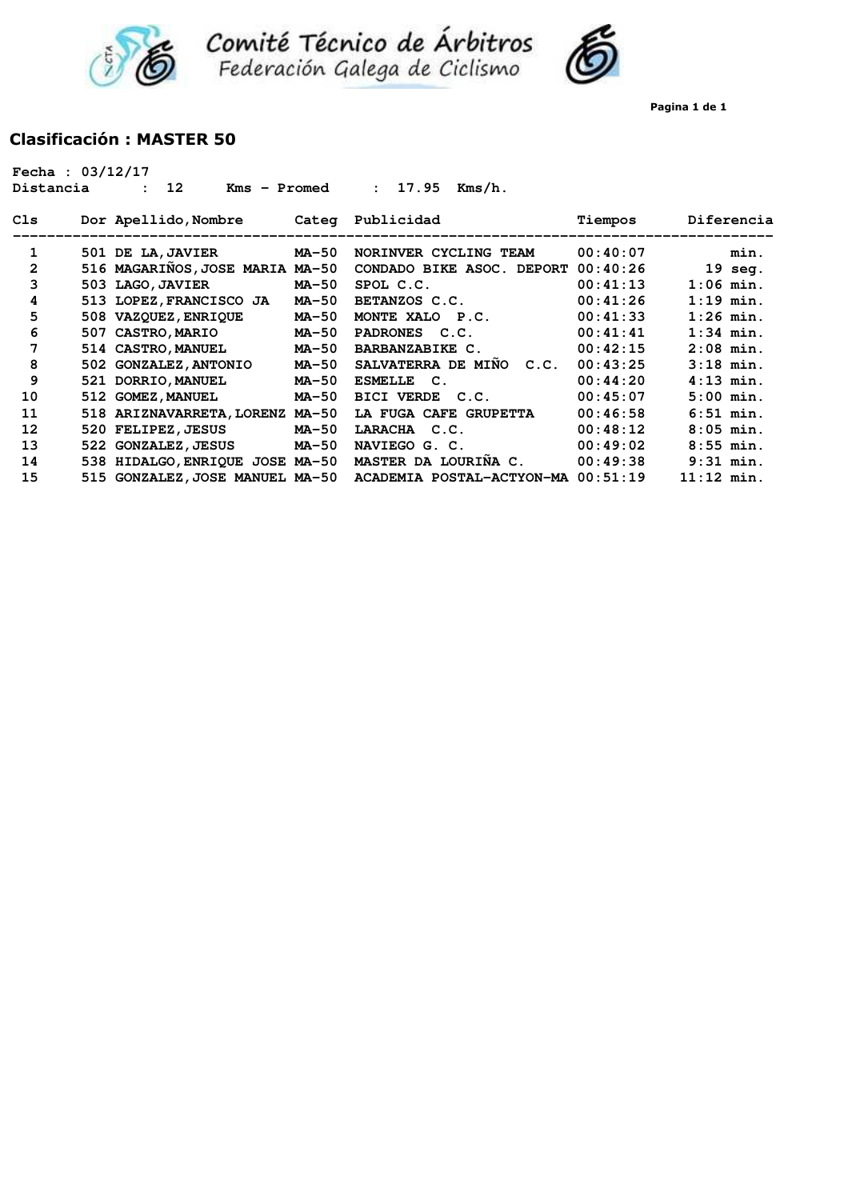Comité Técnico de Árbitros
Federación Galega de Ciclismo

## Clasificación : MASTER 50

Fecha : 03/12/17
Distancia : 12 Kms - Promed : 17.95 Kms/h.

| Cls | Dor | Apellido,Nombre | Categ | Publicidad | Tiempos | Diferencia |
|---|---|---|---|---|---|---|
| 1 | 501 | DE LA,JAVIER | MA-50 | NORINVER CYCLING TEAM | 00:40:07 | min. |
| 2 | 516 | MAGARIÑOS,JOSE MARIA | MA-50 | CONDADO BIKE ASOC. DEPORT | 00:40:26 | 19 seg. |
| 3 | 503 | LAGO,JAVIER | MA-50 | SPOL C.C. | 00:41:13 | 1:06 min. |
| 4 | 513 | LOPEZ,FRANCISCO JA | MA-50 | BETANZOS C.C. | 00:41:26 | 1:19 min. |
| 5 | 508 | VAZQUEZ,ENRIQUE | MA-50 | MONTE XALO P.C. | 00:41:33 | 1:26 min. |
| 6 | 507 | CASTRO,MARIO | MA-50 | PADRONES C.C. | 00:41:41 | 1:34 min. |
| 7 | 514 | CASTRO,MANUEL | MA-50 | BARBANZABIKE C. | 00:42:15 | 2:08 min. |
| 8 | 502 | GONZALEZ,ANTONIO | MA-50 | SALVATERRA DE MIÑO C.C. | 00:43:25 | 3:18 min. |
| 9 | 521 | DORRIO,MANUEL | MA-50 | ESMELLE C. | 00:44:20 | 4:13 min. |
| 10 | 512 | GOMEZ,MANUEL | MA-50 | BICI VERDE C.C. | 00:45:07 | 5:00 min. |
| 11 | 518 | ARIZNAVARRETA,LORENZ | MA-50 | LA FUGA CAFE GRUPETTA | 00:46:58 | 6:51 min. |
| 12 | 520 | FELIPEZ,JESUS | MA-50 | LARACHA C.C. | 00:48:12 | 8:05 min. |
| 13 | 522 | GONZALEZ,JESUS | MA-50 | NAVIEGO G. C. | 00:49:02 | 8:55 min. |
| 14 | 538 | HIDALGO,ENRIQUE JOSE | MA-50 | MASTER DA LOURIÑA C. | 00:49:38 | 9:31 min. |
| 15 | 515 | GONZALEZ,JOSE MANUEL | MA-50 | ACADEMIA POSTAL-ACTYON-MA | 00:51:19 | 11:12 min. |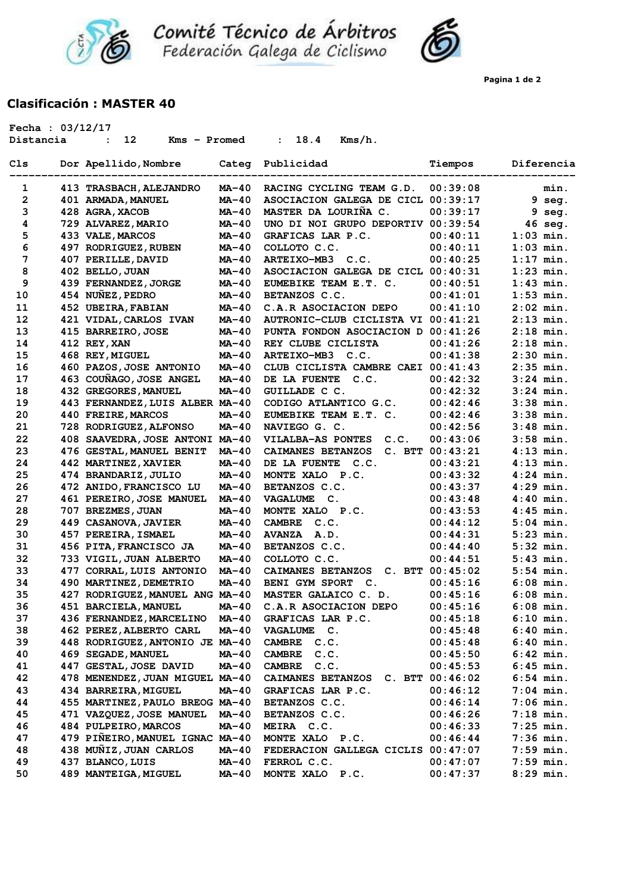Comité Técnico de Árbitros
Federación Galega de Ciclismo

## Clasificación : MASTER 40

Fecha : 03/12/17
Distancia : 12 Kms - Promed : 18.4 Kms/h.

| Cls | Dor | Apellido,Nombre | Categ | Publicidad | Tiempos | Diferencia |
|---|---|---|---|---|---|---|
| 1 | 413 | TRASBACH,ALEJANDRO | MA-40 | RACING CYCLING TEAM G.D. | 00:39:08 | min. |
| 2 | 401 | ARMADA,MANUEL | MA-40 | ASOCIACION GALEGA DE CICL | 00:39:17 | 9 seg. |
| 3 | 428 | AGRA,XACOB | MA-40 | MASTER DA LOURIÑA C. | 00:39:17 | 9 seg. |
| 4 | 729 | ALVAREZ,MARIO | MA-40 | UNO DI NOI GRUPO DEPORTIV | 00:39:54 | 46 seg. |
| 5 | 433 | VALE,MARCOS | MA-40 | GRAFICAS LAR P.C. | 00:40:11 | 1:03 min. |
| 6 | 497 | RODRIGUEZ,RUBEN | MA-40 | COLLOTO C.C. | 00:40:11 | 1:03 min. |
| 7 | 407 | PERILLE,DAVID | MA-40 | ARTEIXO-MB3 C.C. | 00:40:25 | 1:17 min. |
| 8 | 402 | BELLO,JUAN | MA-40 | ASOCIACION GALEGA DE CICL | 00:40:31 | 1:23 min. |
| 9 | 439 | FERNANDEZ,JORGE | MA-40 | EUMEBIKE TEAM E.T. C. | 00:40:51 | 1:43 min. |
| 10 | 454 | NUÑEZ,PEDRO | MA-40 | BETANZOS C.C. | 00:41:01 | 1:53 min. |
| 11 | 452 | UBEIRA,FABIAN | MA-40 | C.A.R ASOCIACION DEPO | 00:41:10 | 2:02 min. |
| 12 | 421 | VIDAL,CARLOS IVAN | MA-40 | AUTRONIC-CLUB CICLISTA VI | 00:41:21 | 2:13 min. |
| 13 | 415 | BARREIRO,JOSE | MA-40 | PUNTA FONDON ASOCIACION D | 00:41:26 | 2:18 min. |
| 14 | 412 | REY,XAN | MA-40 | REY CLUBE CICLISTA | 00:41:26 | 2:18 min. |
| 15 | 468 | REY,MIGUEL | MA-40 | ARTEIXO-MB3 C.C. | 00:41:38 | 2:30 min. |
| 16 | 460 | PAZOS,JOSE ANTONIO | MA-40 | CLUB CICLISTA CAMBRE CAEI | 00:41:43 | 2:35 min. |
| 17 | 463 | COUÑAGO,JOSE ANGEL | MA-40 | DE LA FUENTE C.C. | 00:42:32 | 3:24 min. |
| 18 | 432 | GREGORES,MANUEL | MA-40 | GUILLADE C C. | 00:42:32 | 3:24 min. |
| 19 | 443 | FERNANDEZ,LUIS ALBER | MA-40 | CODIGO ATLANTICO G.C. | 00:42:46 | 3:38 min. |
| 20 | 440 | FREIRE,MARCOS | MA-40 | EUMEBIKE TEAM E.T. C. | 00:42:46 | 3:38 min. |
| 21 | 728 | RODRIGUEZ,ALFONSO | MA-40 | NAVIEGO G. C. | 00:42:56 | 3:48 min. |
| 22 | 408 | SAAVEDRA,JOSE ANTONI | MA-40 | VILALBA-AS PONTES C.C. | 00:43:06 | 3:58 min. |
| 23 | 476 | GESTAL,MANUEL BENIT | MA-40 | CAIMANES BETANZOS C. BTT | 00:43:21 | 4:13 min. |
| 24 | 442 | MARTINEZ,XAVIER | MA-40 | DE LA FUENTE C.C. | 00:43:21 | 4:13 min. |
| 25 | 474 | BRANDARIZ,JULIO | MA-40 | MONTE XALO P.C. | 00:43:32 | 4:24 min. |
| 26 | 472 | ANIDO,FRANCISCO LU | MA-40 | BETANZOS C.C. | 00:43:37 | 4:29 min. |
| 27 | 461 | PEREIRO,JOSE MANUEL | MA-40 | VAGALUME C. | 00:43:48 | 4:40 min. |
| 28 | 707 | BREZMES,JUAN | MA-40 | MONTE XALO P.C. | 00:43:53 | 4:45 min. |
| 29 | 449 | CASANOVA,JAVIER | MA-40 | CAMBRE C.C. | 00:44:12 | 5:04 min. |
| 30 | 457 | PEREIRA,ISMAEL | MA-40 | AVANZA A.D. | 00:44:31 | 5:23 min. |
| 31 | 456 | PITA,FRANCISCO JA | MA-40 | BETANZOS C.C. | 00:44:40 | 5:32 min. |
| 32 | 733 | VIGIL,JUAN ALBERTO | MA-40 | COLLOTO C.C. | 00:44:51 | 5:43 min. |
| 33 | 477 | CORRAL,LUIS ANTONIO | MA-40 | CAIMANES BETANZOS C. BTT | 00:45:02 | 5:54 min. |
| 34 | 490 | MARTINEZ,DEMETRIO | MA-40 | BENI GYM SPORT C. | 00:45:16 | 6:08 min. |
| 35 | 427 | RODRIGUEZ,MANUEL ANG | MA-40 | MASTER GALAICO C. D. | 00:45:16 | 6:08 min. |
| 36 | 451 | BARCIELA,MANUEL | MA-40 | C.A.R ASOCIACION DEPO | 00:45:16 | 6:08 min. |
| 37 | 436 | FERNANDEZ,MARCELINO | MA-40 | GRAFICAS LAR P.C. | 00:45:18 | 6:10 min. |
| 38 | 462 | PEREZ,ALBERTO CARL | MA-40 | VAGALUME C. | 00:45:48 | 6:40 min. |
| 39 | 448 | RODRIGUEZ,ANTONIO JE | MA-40 | CAMBRE C.C. | 00:45:48 | 6:40 min. |
| 40 | 469 | SEGADE,MANUEL | MA-40 | CAMBRE C.C. | 00:45:50 | 6:42 min. |
| 41 | 447 | GESTAL,JOSE DAVID | MA-40 | CAMBRE C.C. | 00:45:53 | 6:45 min. |
| 42 | 478 | MENENDEZ,JUAN MIGUEL | MA-40 | CAIMANES BETANZOS C. BTT | 00:46:02 | 6:54 min. |
| 43 | 434 | BARREIRA,MIGUEL | MA-40 | GRAFICAS LAR P.C. | 00:46:12 | 7:04 min. |
| 44 | 455 | MARTINEZ,PAULO BREOG | MA-40 | BETANZOS C.C. | 00:46:14 | 7:06 min. |
| 45 | 471 | VAZQUEZ,JOSE MANUEL | MA-40 | BETANZOS C.C. | 00:46:26 | 7:18 min. |
| 46 | 484 | PULPEIRO,MARCOS | MA-40 | MEIRA C.C. | 00:46:33 | 7:25 min. |
| 47 | 479 | PIÑEIRO,MANUEL IGNAC | MA-40 | MONTE XALO P.C. | 00:46:44 | 7:36 min. |
| 48 | 438 | MUÑIZ,JUAN CARLOS | MA-40 | FEDERACION GALLEGA CICLIS | 00:47:07 | 7:59 min. |
| 49 | 437 | BLANCO,LUIS | MA-40 | FERROL C.C. | 00:47:07 | 7:59 min. |
| 50 | 489 | MANTEIGA,MIGUEL | MA-40 | MONTE XALO P.C. | 00:47:37 | 8:29 min. |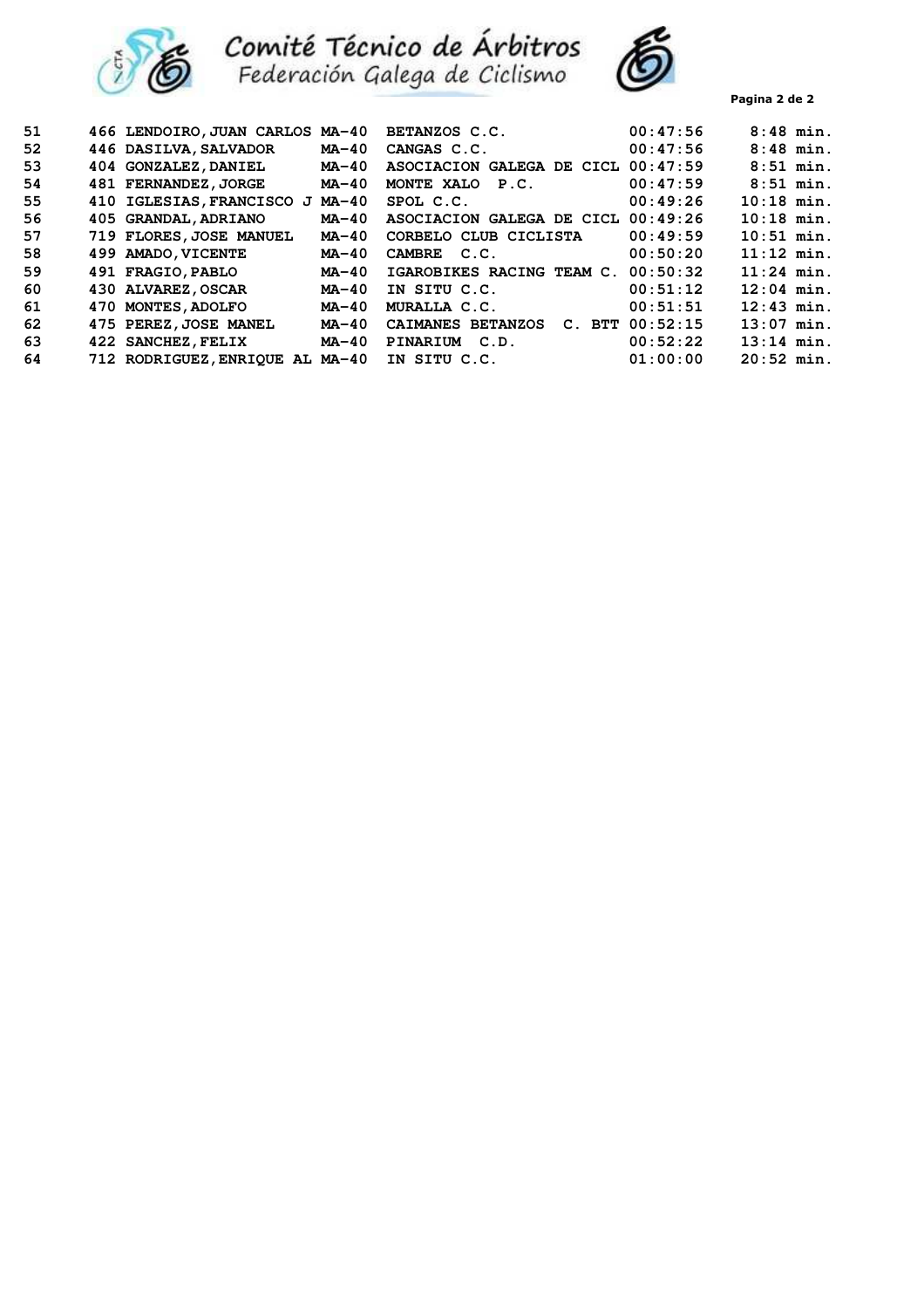| | | | | | | |
|---|---|---|---|---|---|---|
| 51 | 466 | LENDOIRO,JUAN CARLOS | MA-40 | BETANZOS C.C. | 00:47:56 | 8:48 min. |
| 52 | 446 | DASILVA,SALVADOR | MA-40 | CANGAS C.C. | 00:47:56 | 8:48 min. |
| 53 | 404 | GONZALEZ,DANIEL | MA-40 | ASOCIACION GALEGA DE CICL | 00:47:59 | 8:51 min. |
| 54 | 481 | FERNANDEZ,JORGE | MA-40 | MONTE XALO P.C. | 00:47:59 | 8:51 min. |
| 55 | 410 | IGLESIAS,FRANCISCO J | MA-40 | SPOL C.C. | 00:49:26 | 10:18 min. |
| 56 | 405 | GRANDAL,ADRIANO | MA-40 | ASOCIACION GALEGA DE CICL | 00:49:26 | 10:18 min. |
| 57 | 719 | FLORES,JOSE MANUEL | MA-40 | CORBELO CLUB CICLISTA | 00:49:59 | 10:51 min. |
| 58 | 499 | AMADO,VICENTE | MA-40 | CAMBRE C.C. | 00:50:20 | 11:12 min. |
| 59 | 491 | FRAGIO,PABLO | MA-40 | IGAROBIKES RACING TEAM C. | 00:50:32 | 11:24 min. |
| 60 | 430 | ALVAREZ,OSCAR | MA-40 | IN SITU C.C. | 00:51:12 | 12:04 min. |
| 61 | 470 | MONTES,ADOLFO | MA-40 | MURALLA C.C. | 00:51:51 | 12:43 min. |
| 62 | 475 | PEREZ,JOSE MANEL | MA-40 | CAIMANES BETANZOS C. BTT | 00:52:15 | 13:07 min. |
| 63 | 422 | SANCHEZ,FELIX | MA-40 | PINARIUM C.D. | 00:52:22 | 13:14 min. |
| 64 | 712 | RODRIGUEZ,ENRIQUE AL | MA-40 | IN SITU C.C. | 01:00:00 | 20:52 min. |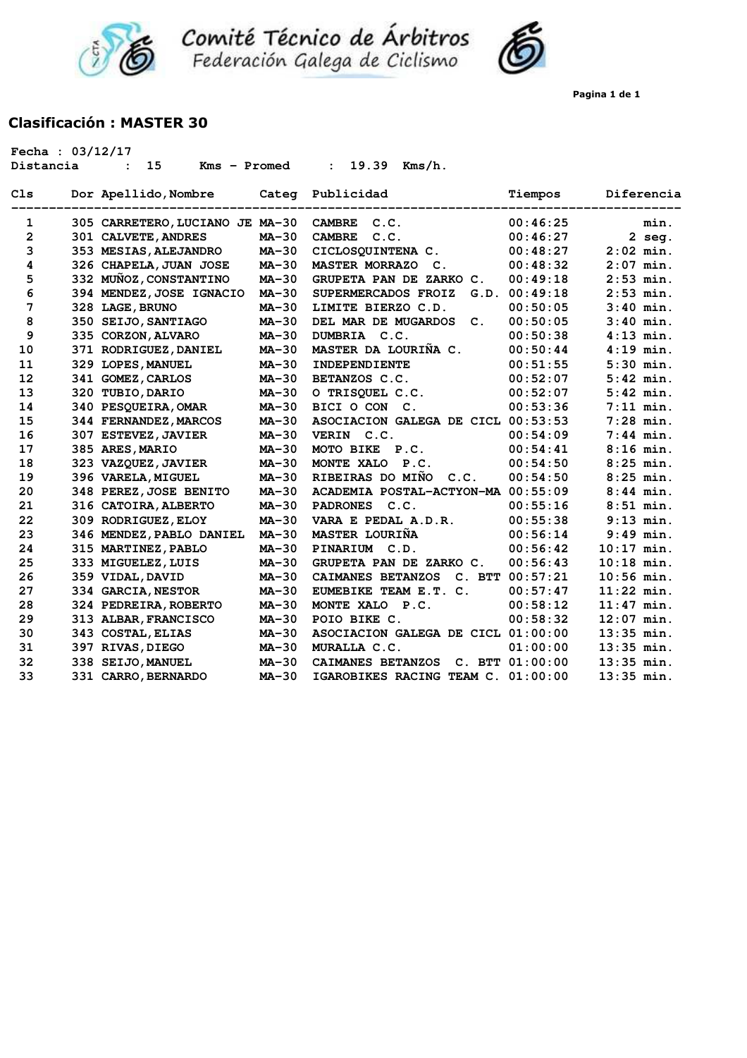Comité Técnico de Árbitros
Federación Galega de Ciclismo

## Clasificación : MASTER 30

Fecha : 03/12/17
Distancia : 15 Kms - Promed : 19.39 Kms/h.

| Cls | Dor | Apellido,Nombre | Categ | Publicidad | Tiempos | Diferencia |
|---|---|---|---|---|---|---|
| 1 | 305 | CARRETERO,LUCIANO JE | MA-30 | CAMBRE C.C. | 00:46:25 | min. |
| 2 | 301 | CALVETE,ANDRES | MA-30 | CAMBRE C.C. | 00:46:27 | 2 seg. |
| 3 | 353 | MESIAS,ALEJANDRO | MA-30 | CICLOSQUINTENA C. | 00:48:27 | 2:02 min. |
| 4 | 326 | CHAPELA,JUAN JOSE | MA-30 | MASTER MORRAZO C. | 00:48:32 | 2:07 min. |
| 5 | 332 | MUÑOZ,CONSTANTINO | MA-30 | GRUPETA PAN DE ZARKO C. | 00:49:18 | 2:53 min. |
| 6 | 394 | MENDEZ,JOSE IGNACIO | MA-30 | SUPERMERCADOS FROIZ G.D. | 00:49:18 | 2:53 min. |
| 7 | 328 | LAGE,BRUNO | MA-30 | LIMITE BIERZO C.D. | 00:50:05 | 3:40 min. |
| 8 | 350 | SEIJO,SANTIAGO | MA-30 | DEL MAR DE MUGARDOS C. | 00:50:05 | 3:40 min. |
| 9 | 335 | CORZON,ALVARO | MA-30 | DUMBRIA C.C. | 00:50:38 | 4:13 min. |
| 10 | 371 | RODRIGUEZ,DANIEL | MA-30 | MASTER DA LOURIÑA C. | 00:50:44 | 4:19 min. |
| 11 | 329 | LOPES,MANUEL | MA-30 | INDEPENDIENTE | 00:51:55 | 5:30 min. |
| 12 | 341 | GOMEZ,CARLOS | MA-30 | BETANZOS C.C. | 00:52:07 | 5:42 min. |
| 13 | 320 | TUBIO,DARIO | MA-30 | O TRISQUEL C.C. | 00:52:07 | 5:42 min. |
| 14 | 340 | PESQUEIRA,OMAR | MA-30 | BICI O CON C. | 00:53:36 | 7:11 min. |
| 15 | 344 | FERNANDEZ,MARCOS | MA-30 | ASOCIACION GALEGA DE CICL | 00:53:53 | 7:28 min. |
| 16 | 307 | ESTEVEZ,JAVIER | MA-30 | VERIN C.C. | 00:54:09 | 7:44 min. |
| 17 | 385 | ARES,MARIO | MA-30 | MOTO BIKE P.C. | 00:54:41 | 8:16 min. |
| 18 | 323 | VAZQUEZ,JAVIER | MA-30 | MONTE XALO P.C. | 00:54:50 | 8:25 min. |
| 19 | 396 | VARELA,MIGUEL | MA-30 | RIBEIRAS DO MIÑO C.C. | 00:54:50 | 8:25 min. |
| 20 | 348 | PEREZ,JOSE BENITO | MA-30 | ACADEMIA POSTAL-ACTYON-MA | 00:55:09 | 8:44 min. |
| 21 | 316 | CATOIRA,ALBERTO | MA-30 | PADRONES C.C. | 00:55:16 | 8:51 min. |
| 22 | 309 | RODRIGUEZ,ELOY | MA-30 | VARA E PEDAL A.D.R. | 00:55:38 | 9:13 min. |
| 23 | 346 | MENDEZ,PABLO DANIEL | MA-30 | MASTER LOURIÑA | 00:56:14 | 9:49 min. |
| 24 | 315 | MARTINEZ,PABLO | MA-30 | PINARIUM C.D. | 00:56:42 | 10:17 min. |
| 25 | 333 | MIGUELEZ,LUIS | MA-30 | GRUPETA PAN DE ZARKO C. | 00:56:43 | 10:18 min. |
| 26 | 359 | VIDAL,DAVID | MA-30 | CAIMANES BETANZOS C. BTT | 00:57:21 | 10:56 min. |
| 27 | 334 | GARCIA,NESTOR | MA-30 | EUMEBIKE TEAM E.T. C. | 00:57:47 | 11:22 min. |
| 28 | 324 | PEDREIRA,ROBERTO | MA-30 | MONTE XALO P.C. | 00:58:12 | 11:47 min. |
| 29 | 313 | ALBAR,FRANCISCO | MA-30 | POIO BIKE C. | 00:58:32 | 12:07 min. |
| 30 | 343 | COSTAL,ELIAS | MA-30 | ASOCIACION GALEGA DE CICL | 01:00:00 | 13:35 min. |
| 31 | 397 | RIVAS,DIEGO | MA-30 | MURALLA C.C. | 01:00:00 | 13:35 min. |
| 32 | 338 | SEIJO,MANUEL | MA-30 | CAIMANES BETANZOS C. BTT | 01:00:00 | 13:35 min. |
| 33 | 331 | CARRO,BERNARDO | MA-30 | IGAROBIKES RACING TEAM C. | 01:00:00 | 13:35 min. |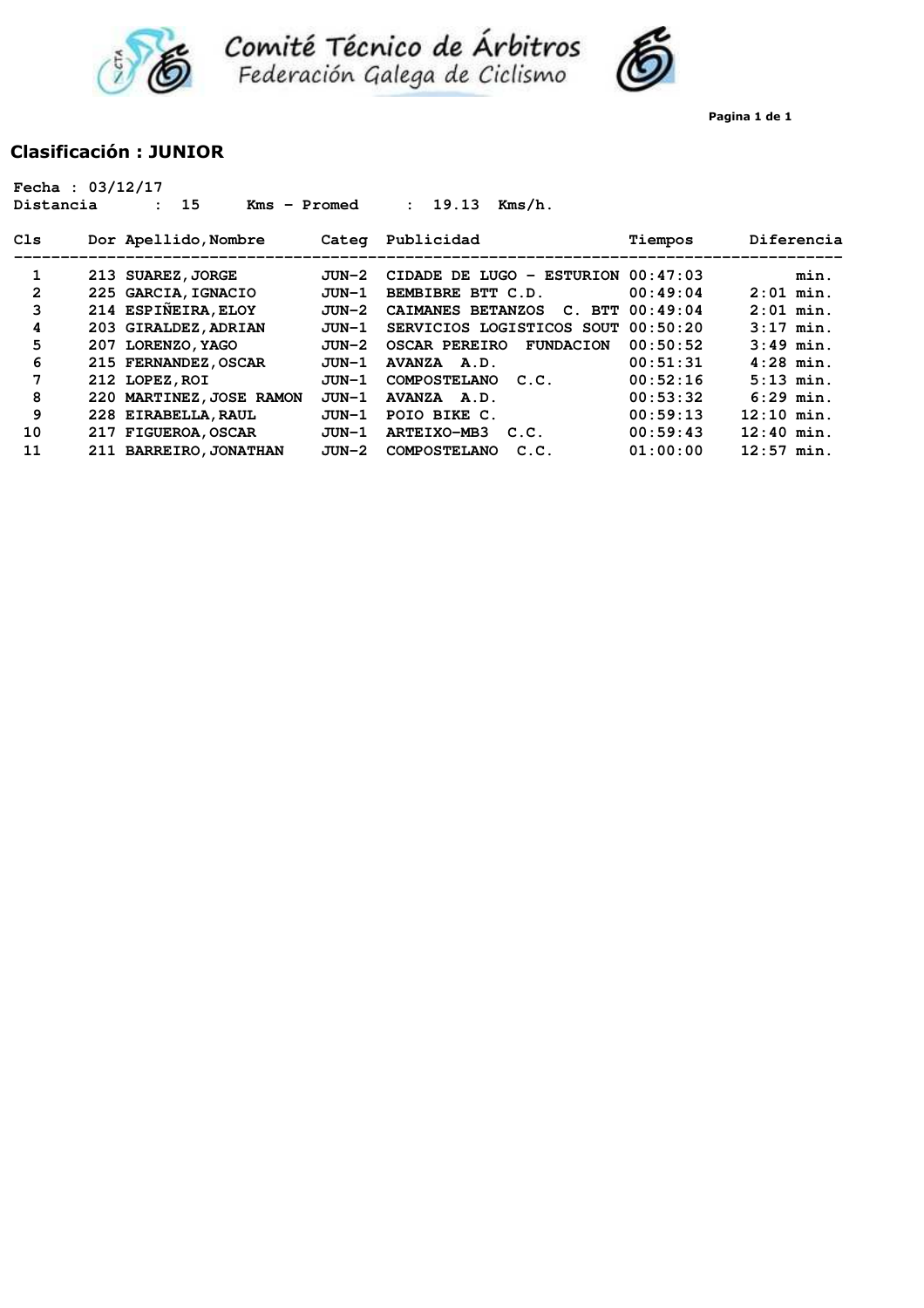Comité Técnico de Árbitros
Federación Galega de Ciclismo

## Clasificación : JUNIOR

Fecha : 03/12/17
Distancia : 15 Kms - Promed : 19.13 Kms/h.

| Cls | Dor | Apellido,Nombre | Categ | Publicidad | Tiempos | Diferencia |
|---|---|---|---|---|---|---|
| 1 | 213 | SUAREZ,JORGE | JUN-2 | CIDADE DE LUGO - ESTURION | 00:47:03 | min. |
| 2 | 225 | GARCIA,IGNACIO | JUN-1 | BEMBIBRE BTT C.D. | 00:49:04 | 2:01 min. |
| 3 | 214 | ESPIÑEIRA,ELOY | JUN-2 | CAIMANES BETANZOS C. BTT | 00:49:04 | 2:01 min. |
| 4 | 203 | GIRALDEZ,ADRIAN | JUN-1 | SERVICIOS LOGISTICOS SOUT | 00:50:20 | 3:17 min. |
| 5 | 207 | LORENZO,YAGO | JUN-2 | OSCAR PEREIRO FUNDACION | 00:50:52 | 3:49 min. |
| 6 | 215 | FERNANDEZ,OSCAR | JUN-1 | AVANZA A.D. | 00:51:31 | 4:28 min. |
| 7 | 212 | LOPEZ,ROI | JUN-1 | COMPOSTELANO C.C. | 00:52:16 | 5:13 min. |
| 8 | 220 | MARTINEZ,JOSE RAMON | JUN-1 | AVANZA A.D. | 00:53:32 | 6:29 min. |
| 9 | 228 | EIRABELLA,RAUL | JUN-1 | POIO BIKE C. | 00:59:13 | 12:10 min. |
| 10 | 217 | FIGUEROA,OSCAR | JUN-1 | ARTEIXO-MB3 C.C. | 00:59:43 | 12:40 min. |
| 11 | 211 | BARREIRO,JONATHAN | JUN-2 | COMPOSTELANO C.C. | 01:00:00 | 12:57 min. |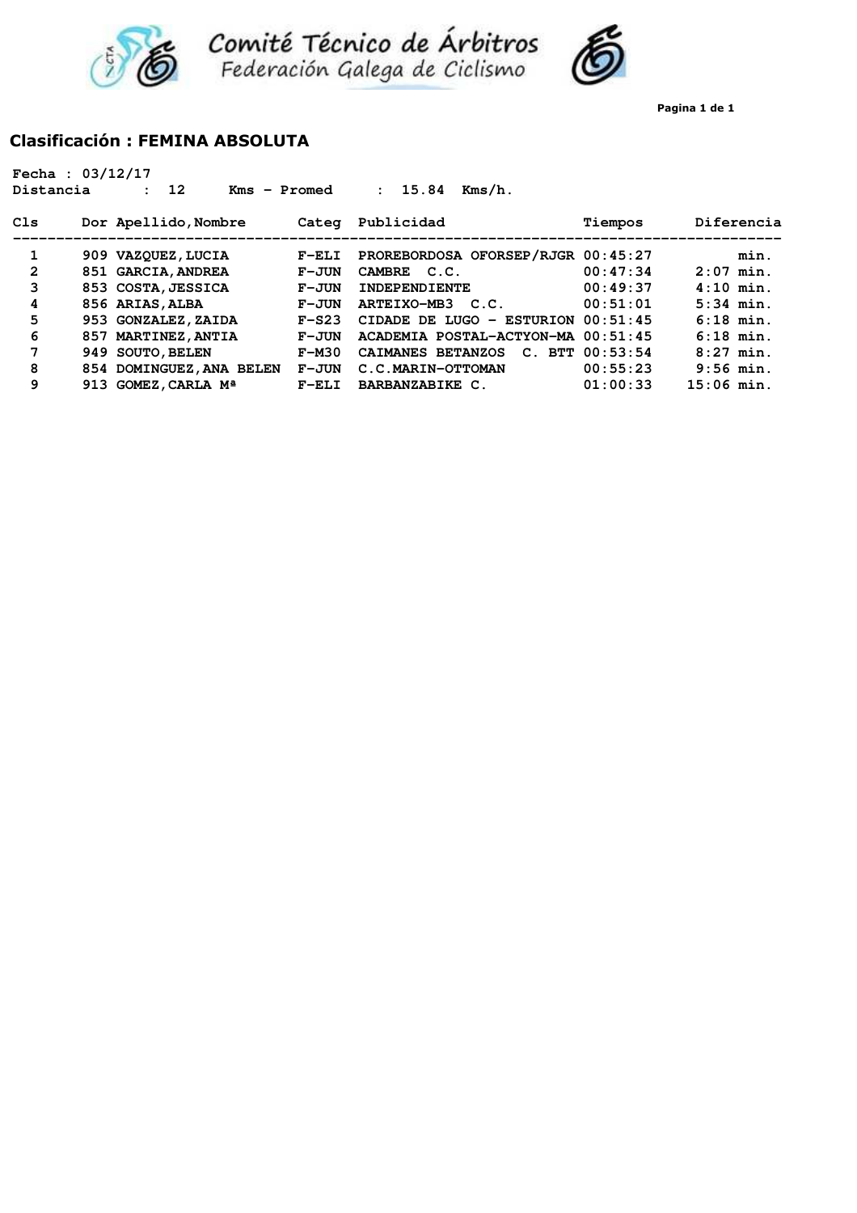Comité Técnico de Árbitros
Federación Galega de Ciclismo

## Clasificación : FEMINA ABSOLUTA

**Fecha : 03/12/17**
**Distancia : 12 Kms - Promed : 15.84 Kms/h.**

| Cls | Dor | Apellido,Nombre | Categ | Publicidad | Tiempos | Diferencia |
|---|---|---|---|---|---|---|
| 1 | 909 | VAZQUEZ,LUCIA | F-ELI | PROREBORDOSA OFORSEP/RJGR | 00:45:27 | min. |
| 2 | 851 | GARCIA,ANDREA | F-JUN | CAMBRE C.C. | 00:47:34 | 2:07 min. |
| 3 | 853 | COSTA,JESSICA | F-JUN | INDEPENDIENTE | 00:49:37 | 4:10 min. |
| 4 | 856 | ARIAS,ALBA | F-JUN | ARTEIXO-MB3 C.C. | 00:51:01 | 5:34 min. |
| 5 | 953 | GONZALEZ,ZAIDA | F-S23 | CIDADE DE LUGO - ESTURION | 00:51:45 | 6:18 min. |
| 6 | 857 | MARTINEZ,ANTIA | F-JUN | ACADEMIA POSTAL-ACTYON-MA | 00:51:45 | 6:18 min. |
| 7 | 949 | SOUTO,BELEN | F-M30 | CAIMANES BETANZOS C. BTT | 00:53:54 | 8:27 min. |
| 8 | 854 | DOMINGUEZ,ANA BELEN | F-JUN | C.C.MARIN-OTTOMAN | 00:55:23 | 9:56 min. |
| 9 | 913 | GOMEZ,CARLA Mª | F-ELI | BARBANZABIKE C. | 01:00:33 | 15:06 min. |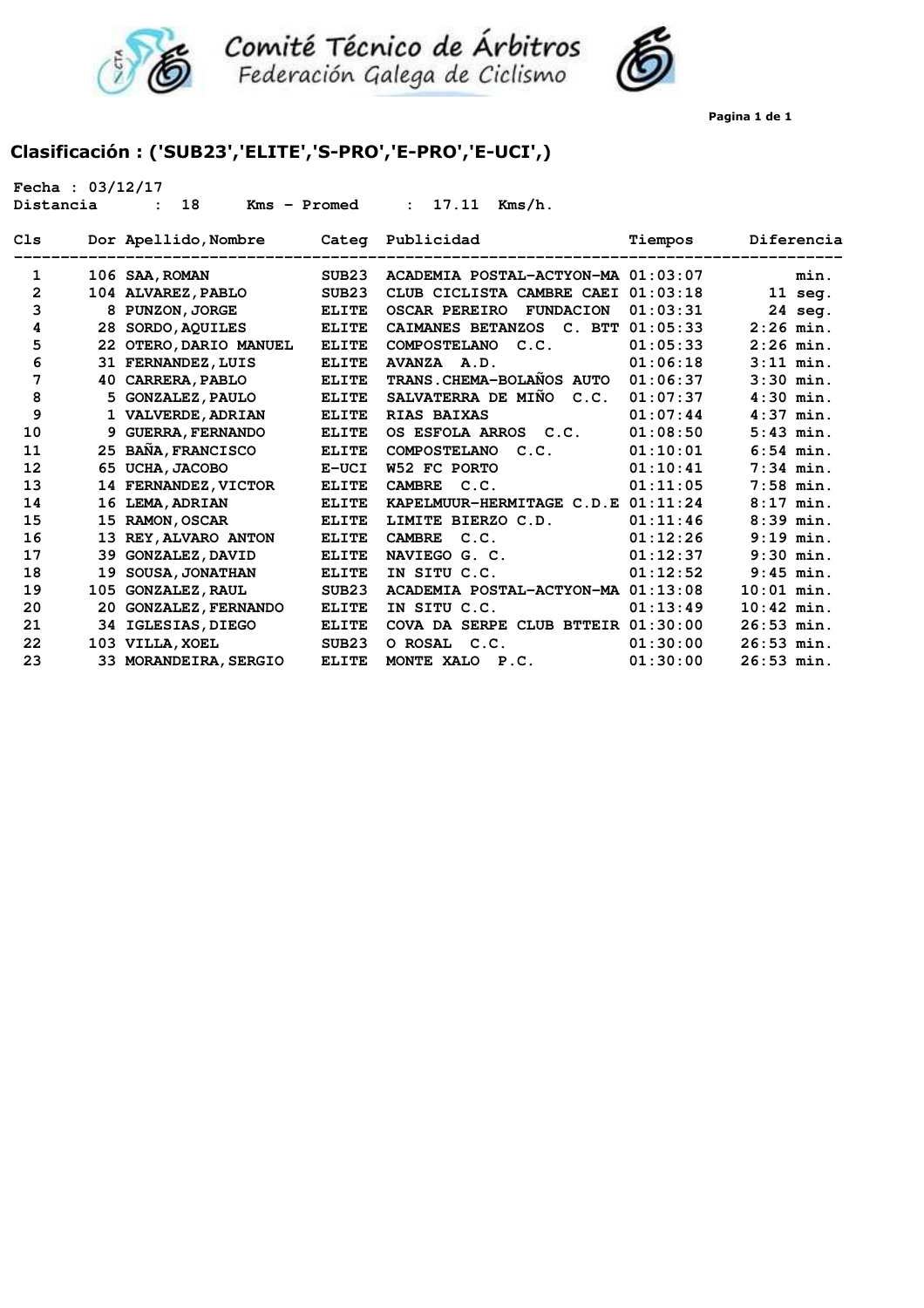Comité Técnico de Árbitros
Federación Galega de Ciclismo

## Clasificación : ('SUB23','ELITE','S-PRO','E-PRO','E-UCI',)

**Fecha : 03/12/17**
**Distancia : 18 Kms - Promed : 17.11 Kms/h.**

| Cls | Dor | Apellido,Nombre | Categ | Publicidad | Tiempos | Diferencia |
|---|---|---|---|---|---|---|
| 1 | 106 | SAA,ROMAN | SUB23 | ACADEMIA POSTAL-ACTYON-MA | 01:03:07 | min. |
| 2 | 104 | ALVAREZ,PABLO | SUB23 | CLUB CICLISTA CAMBRE CAEI | 01:03:18 | 11 seg. |
| 3 | 8 | PUNZON,JORGE | ELITE | OSCAR PEREIRO FUNDACION | 01:03:31 | 24 seg. |
| 4 | 28 | SORDO,AQUILES | ELITE | CAIMANES BETANZOS C. BTT | 01:05:33 | 2:26 min. |
| 5 | 22 | OTERO,DARIO MANUEL | ELITE | COMPOSTELANO C.C. | 01:05:33 | 2:26 min. |
| 6 | 31 | FERNANDEZ,LUIS | ELITE | AVANZA A.D. | 01:06:18 | 3:11 min. |
| 7 | 40 | CARRERA,PABLO | ELITE | TRANS.CHEMA-BOLAÑOS AUTO | 01:06:37 | 3:30 min. |
| 8 | 5 | GONZALEZ,PAULO | ELITE | SALVATERRA DE MIÑO C.C. | 01:07:37 | 4:30 min. |
| 9 | 1 | VALVERDE,ADRIAN | ELITE | RIAS BAIXAS | 01:07:44 | 4:37 min. |
| 10 | 9 | GUERRA,FERNANDO | ELITE | OS ESFOLA ARROS C.C. | 01:08:50 | 5:43 min. |
| 11 | 25 | BAÑA,FRANCISCO | ELITE | COMPOSTELANO C.C. | 01:10:01 | 6:54 min. |
| 12 | 65 | UCHA,JACOBO | E-UCI | W52 FC PORTO | 01:10:41 | 7:34 min. |
| 13 | 14 | FERNANDEZ,VICTOR | ELITE | CAMBRE C.C. | 01:11:05 | 7:58 min. |
| 14 | 16 | LEMA,ADRIAN | ELITE | KAPELMUUR-HERMITAGE C.D.E | 01:11:24 | 8:17 min. |
| 15 | 15 | RAMON,OSCAR | ELITE | LIMITE BIERZO C.D. | 01:11:46 | 8:39 min. |
| 16 | 13 | REY,ALVARO ANTON | ELITE | CAMBRE C.C. | 01:12:26 | 9:19 min. |
| 17 | 39 | GONZALEZ,DAVID | ELITE | NAVIEGO G. C. | 01:12:37 | 9:30 min. |
| 18 | 19 | SOUSA,JONATHAN | ELITE | IN SITU C.C. | 01:12:52 | 9:45 min. |
| 19 | 105 | GONZALEZ,RAUL | SUB23 | ACADEMIA POSTAL-ACTYON-MA | 01:13:08 | 10:01 min. |
| 20 | 20 | GONZALEZ,FERNANDO | ELITE | IN SITU C.C. | 01:13:49 | 10:42 min. |
| 21 | 34 | IGLESIAS,DIEGO | ELITE | COVA DA SERPE CLUB BTTEIR | 01:30:00 | 26:53 min. |
| 22 | 103 | VILLA,XOEL | SUB23 | O ROSAL C.C. | 01:30:00 | 26:53 min. |
| 23 | 33 | MORANDEIRA,SERGIO | ELITE | MONTE XALO P.C. | 01:30:00 | 26:53 min. |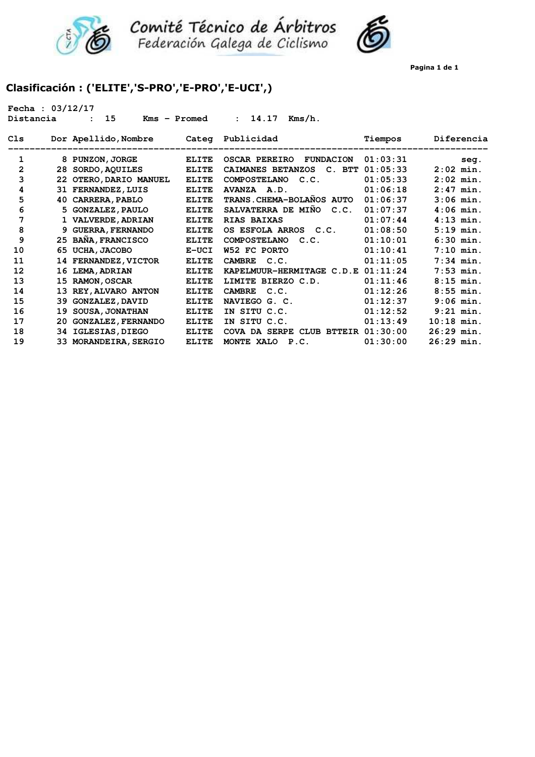Comité Técnico de Árbitros
Federación Galega de Ciclismo

## Clasificación : ('ELITE','S-PRO','E-PRO','E-UCI',)

**Fecha : 03/12/17**
**Distancia : 15 Kms - Promed : 14.17 Kms/h.**

| Cls | Dor | Apellido,Nombre | Categ | Publicidad | Tiempos | Diferencia |
|---|---|---|---|---|---|---|
| 1 | 8 | PUNZON,JORGE | ELITE | OSCAR PEREIRO FUNDACION | 01:03:31 | seg. |
| 2 | 28 | SORDO,AQUILES | ELITE | CAIMANES BETANZOS C. BTT | 01:05:33 | 2:02 min. |
| 3 | 22 | OTERO,DARIO MANUEL | ELITE | COMPOSTELANO C.C. | 01:05:33 | 2:02 min. |
| 4 | 31 | FERNANDEZ,LUIS | ELITE | AVANZA A.D. | 01:06:18 | 2:47 min. |
| 5 | 40 | CARRERA,PABLO | ELITE | TRANS.CHEMA-BOLAÑOS AUTO | 01:06:37 | 3:06 min. |
| 6 | 5 | GONZALEZ,PAULO | ELITE | SALVATERRA DE MIÑO C.C. | 01:07:37 | 4:06 min. |
| 7 | 1 | VALVERDE,ADRIAN | ELITE | RIAS BAIXAS | 01:07:44 | 4:13 min. |
| 8 | 9 | GUERRA,FERNANDO | ELITE | OS ESFOLA ARROS C.C. | 01:08:50 | 5:19 min. |
| 9 | 25 | BAÑA,FRANCISCO | ELITE | COMPOSTELANO C.C. | 01:10:01 | 6:30 min. |
| 10 | 65 | UCHA,JACOBO | E-UCI | W52 FC PORTO | 01:10:41 | 7:10 min. |
| 11 | 14 | FERNANDEZ,VICTOR | ELITE | CAMBRE C.C. | 01:11:05 | 7:34 min. |
| 12 | 16 | LEMA,ADRIAN | ELITE | KAPELMUUR-HERMITAGE C.D.E | 01:11:24 | 7:53 min. |
| 13 | 15 | RAMON,OSCAR | ELITE | LIMITE BIERZO C.D. | 01:11:46 | 8:15 min. |
| 14 | 13 | REY,ALVARO ANTON | ELITE | CAMBRE C.C. | 01:12:26 | 8:55 min. |
| 15 | 39 | GONZALEZ,DAVID | ELITE | NAVIEGO G. C. | 01:12:37 | 9:06 min. |
| 16 | 19 | SOUSA,JONATHAN | ELITE | IN SITU C.C. | 01:12:52 | 9:21 min. |
| 17 | 20 | GONZALEZ,FERNANDO | ELITE | IN SITU C.C. | 01:13:49 | 10:18 min. |
| 18 | 34 | IGLESIAS,DIEGO | ELITE | COVA DA SERPE CLUB BTTEIR | 01:30:00 | 26:29 min. |
| 19 | 33 | MORANDEIRA,SERGIO | ELITE | MONTE XALO P.C. | 01:30:00 | 26:29 min. |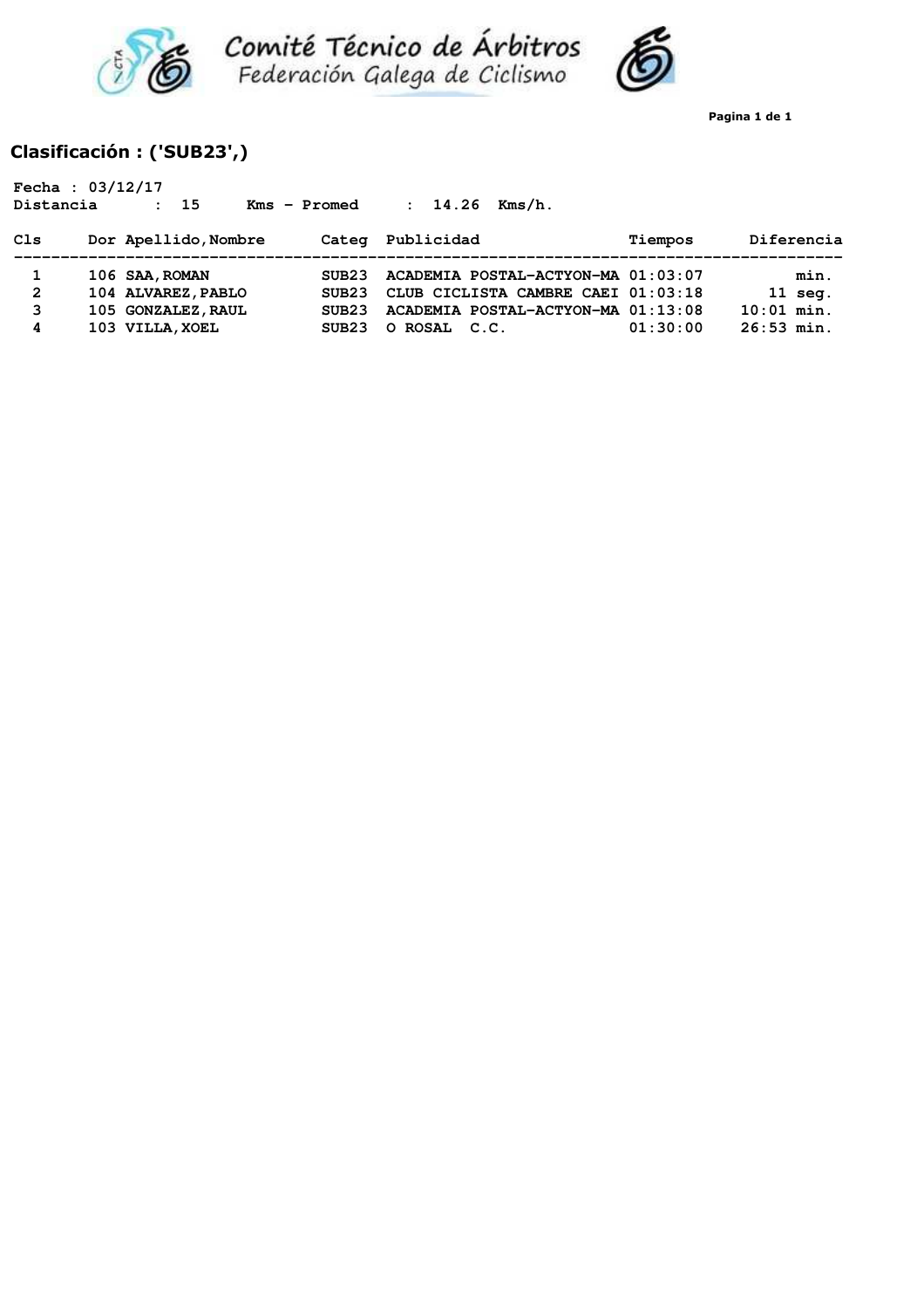Comité Técnico de Árbitros
Federación Galega de Ciclismo

## Clasificación : ('SUB23',)

Fecha : 03/12/17
Distancia : 15 Kms - Promed : 14.26 Kms/h.

| Cls | Dor | Apellido,Nombre | Categ | Publicidad | Tiempos | Diferencia |
|---|---|---|---|---|---|---|
| 1 | 106 | SAA,ROMAN | SUB23 | ACADEMIA POSTAL-ACTYON-MA | 01:03:07 | min. |
| 2 | 104 | ALVAREZ,PABLO | SUB23 | CLUB CICLISTA CAMBRE CAEI | 01:03:18 | 11 seg. |
| 3 | 105 | GONZALEZ,RAUL | SUB23 | ACADEMIA POSTAL-ACTYON-MA | 01:13:08 | 10:01 min. |
| 4 | 103 | VILLA,XOEL | SUB23 | O ROSAL C.C. | 01:30:00 | 26:53 min. |